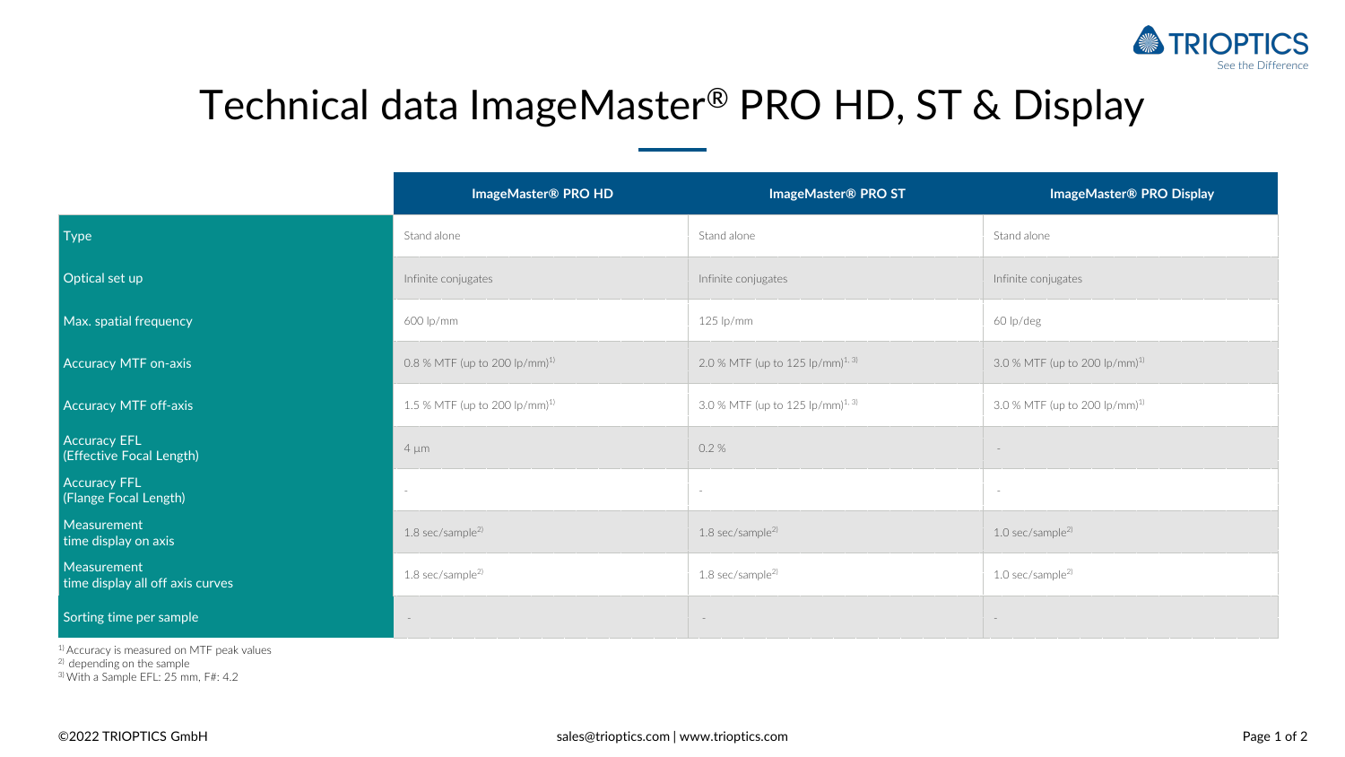# Technical data ImageMaster® PRO HD, ST & Display

| | ImageMaster® PRO HD | ImageMaster® PRO ST | ImageMaster® PRO Display |
|---|---|---|---|
| Type | Stand alone | Stand alone | Stand alone |
| Optical set up | Infinite conjugates | Infinite conjugates | Infinite conjugates |
| Max. spatial frequency | 600 lp/mm | 125 lp/mm | 60 lp/deg |
| Accuracy MTF on-axis | 0.8 % MTF (up to 200 lp/mm)[1)] | 2.0 % MTF (up to 125 lp/mm)[1, 3)] | 3.0 % MTF (up to 200 lp/mm)[1)] |
| Accuracy MTF off-axis | 1.5 % MTF (up to 200 lp/mm)[1)] | 3.0 % MTF (up to 125 lp/mm)[1, 3)] | 3.0 % MTF (up to 200 lp/mm)[1)] |
| Accuracy EFL (Effective Focal Length) | 4 µm | 0.2 % | - |
| Accuracy FFL (Flange Focal Length) | - | - | - |
| Measurement time display on axis | 1.8 sec/sample[2)] | 1.8 sec/sample[2)] | 1.0 sec/sample[2)] |
| Measurement time display all off axis curves | 1.8 sec/sample[2)] | 1.8 sec/sample[2)] | 1.0 sec/sample[2)] |
| Sorting time per sample | - | - | - |

[1)] Accuracy is measured on MTF peak values
[2)] depending on the sample
[3)] With a Sample EFL: 25 mm, F#: 4.2

©2022 TRIOPTICS GmbH

sales@trioptics.com | www.trioptics.com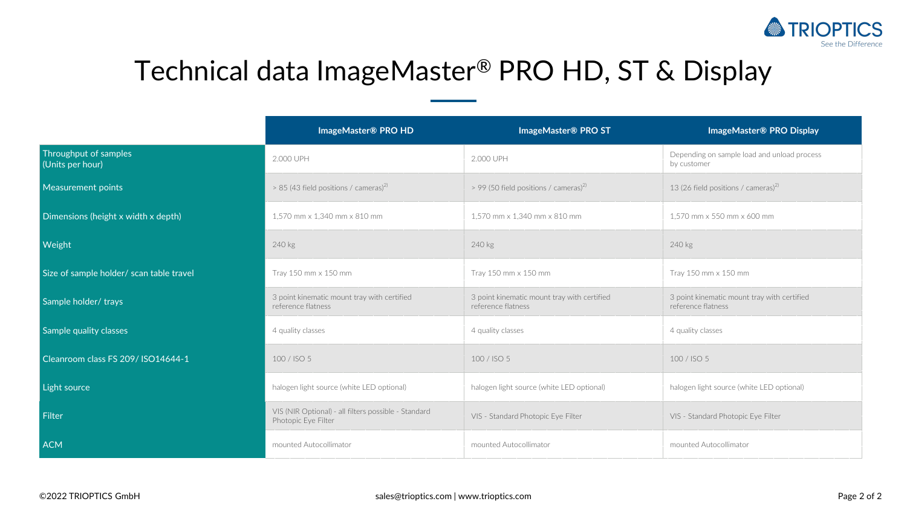# Technical data ImageMaster® PRO HD, ST & Display

| | ImageMaster® PRO HD | ImageMaster® PRO ST | ImageMaster® PRO Display |
|---|---|---|---|
| Throughput of samples (Units per hour) | 2.000 UPH | 2.000 UPH | Depending on sample load and unload process by customer |
| Measurement points | > 85 (43 field positions / cameras)[2] | > 99 (50 field positions / cameras)[2] | 13 (26 field positions / cameras)[2] |
| Dimensions (height x width x depth) | 1,570 mm x 1,340 mm x 810 mm | 1,570 mm x 1,340 mm x 810 mm | 1,570 mm x 550 mm x 600 mm |
| Weight | 240 kg | 240 kg | 240 kg |
| Size of sample holder/ scan table travel | Tray 150 mm x 150 mm | Tray 150 mm x 150 mm | Tray 150 mm x 150 mm |
| Sample holder/ trays | 3 point kinematic mount tray with certified reference flatness | 3 point kinematic mount tray with certified reference flatness | 3 point kinematic mount tray with certified reference flatness |
| Sample quality classes | 4 quality classes | 4 quality classes | 4 quality classes |
| Cleanroom class FS 209/ ISO14644-1 | 100 / ISO 5 | 100 / ISO 5 | 100 / ISO 5 |
| Light source | halogen light source (white LED optional) | halogen light source (white LED optional) | halogen light source (white LED optional) |
| Filter | VIS (NIR Optional) - all filters possible - Standard Photopic Eye Filter | VIS - Standard Photopic Eye Filter | VIS - Standard Photopic Eye Filter |
| ACM | mounted Autocollimator | mounted Autocollimator | mounted Autocollimator |

©2022 TRIOPTICS GmbH

sales@trioptics.com | www.trioptics.com